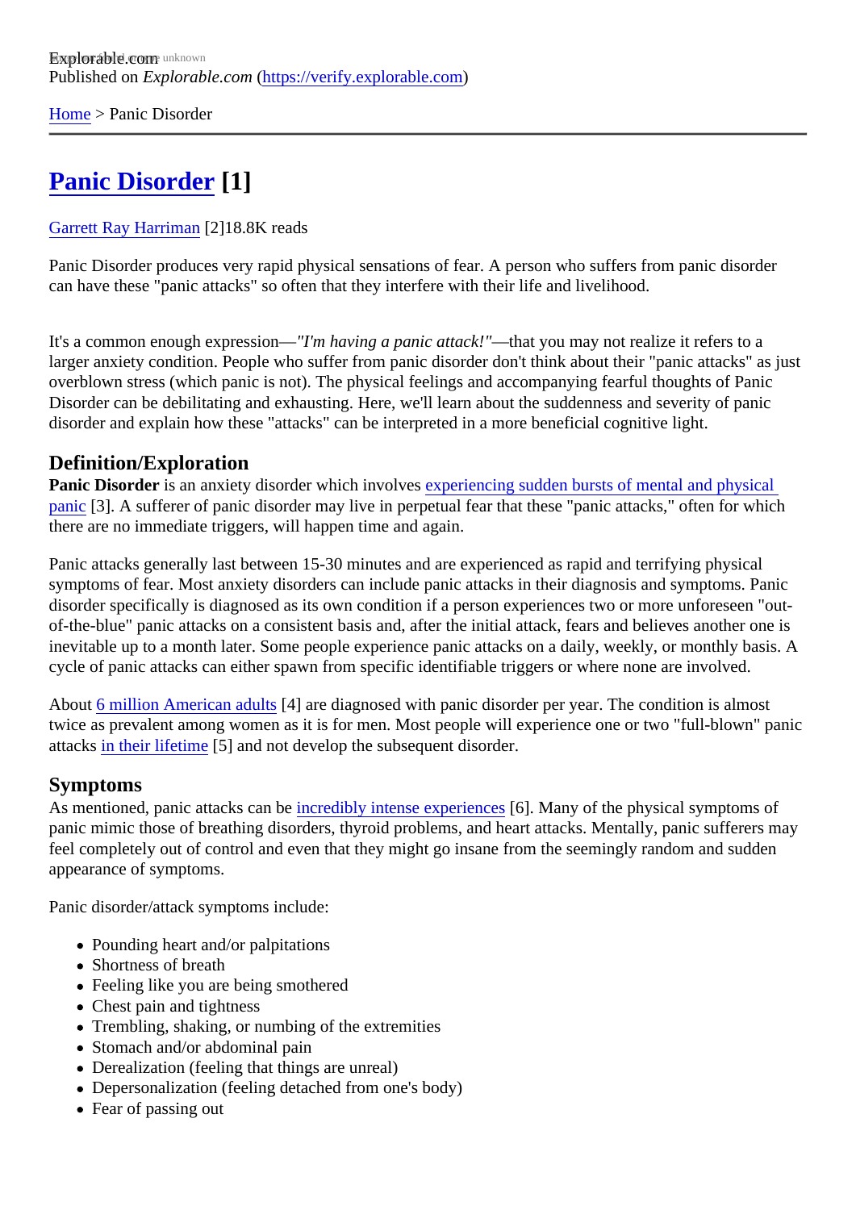Explorable.com
Published on *Explorable.com* (https://verify.explorable.com)

Home > Panic Disorder

# Panic Disorder [1]

Garrett Ray Harriman [2]18.8K reads

Panic Disorder produces very rapid physical sensations of fear. A person who suffers from panic disorder can have these "panic attacks" so often that they interfere with their life and livelihood.

It's a common enough expression—*"I'm having a panic attack!"*—that you may not realize it refers to a larger anxiety condition. People who suffer from panic disorder don't think about their "panic attacks" as just overblown stress (which panic is not). The physical feelings and accompanying fearful thoughts of Panic Disorder can be debilitating and exhausting. Here, we'll learn about the suddenness and severity of panic disorder and explain how these "attacks" can be interpreted in a more beneficial cognitive light.

## Definition/Exploration

**Panic Disorder** is an anxiety disorder which involves experiencing sudden bursts of mental and physical panic [3]. A sufferer of panic disorder may live in perpetual fear that these "panic attacks," often for which there are no immediate triggers, will happen time and again.

Panic attacks generally last between 15-30 minutes and are experienced as rapid and terrifying physical symptoms of fear. Most anxiety disorders can include panic attacks in their diagnosis and symptoms. Panic disorder specifically is diagnosed as its own condition if a person experiences two or more unforeseen "out-of-the-blue" panic attacks on a consistent basis and, after the initial attack, fears and believes another one is inevitable up to a month later. Some people experience panic attacks on a daily, weekly, or monthly basis. A cycle of panic attacks can either spawn from specific identifiable triggers or where none are involved.

About 6 million American adults [4] are diagnosed with panic disorder per year. The condition is almost twice as prevalent among women as it is for men. Most people will experience one or two "full-blown" panic attacks in their lifetime [5] and not develop the subsequent disorder.

## Symptoms

As mentioned, panic attacks can be incredibly intense experiences [6]. Many of the physical symptoms of panic mimic those of breathing disorders, thyroid problems, and heart attacks. Mentally, panic sufferers may feel completely out of control and even that they might go insane from the seemingly random and sudden appearance of symptoms.

Panic disorder/attack symptoms include:

- Pounding heart and/or palpitations
- Shortness of breath
- Feeling like you are being smothered
- Chest pain and tightness
- Trembling, shaking, or numbing of the extremities
- Stomach and/or abdominal pain
- Derealization (feeling that things are unreal)
- Depersonalization (feeling detached from one's body)
- Fear of passing out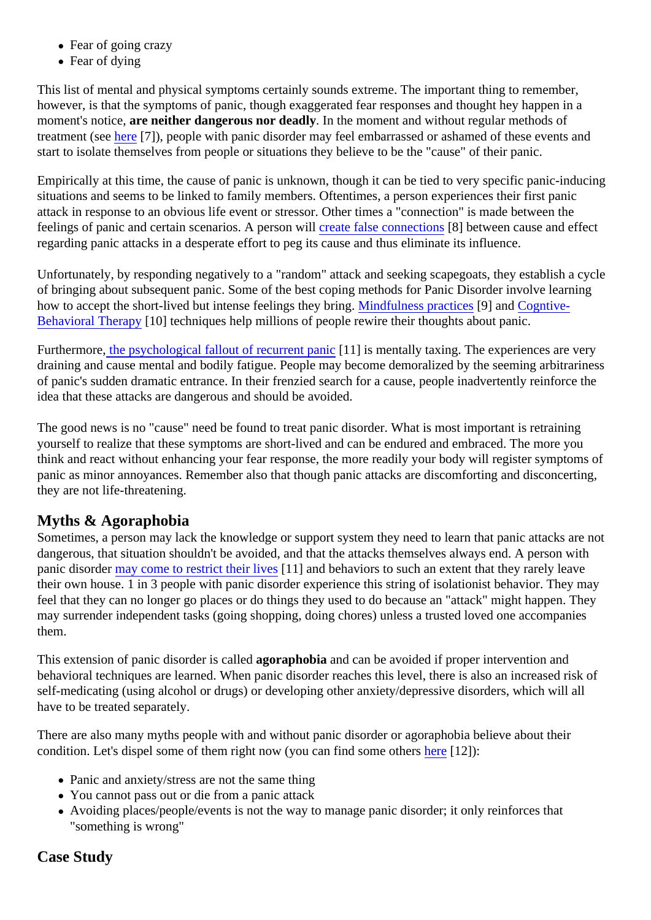- Fear of going crazy
- Fear of dying

This list of mental and physical symptoms certainly sounds extreme. The important thing to remember, however, is that the symptoms of panic, though exaggerated fear responses and thought hey happen in a moment's notice, **are neither dangerous nor deadly**. In the moment and without regular methods of treatment (see here [7]), people with panic disorder may feel embarrassed or ashamed of these events and start to isolate themselves from people or situations they believe to be the "cause" of their panic.

Empirically at this time, the cause of panic is unknown, though it can be tied to very specific panic-inducing situations and seems to be linked to family members. Oftentimes, a person experiences their first panic attack in response to an obvious life event or stressor. Other times a "connection" is made between the feelings of panic and certain scenarios. A person will create false connections [8] between cause and effect regarding panic attacks in a desperate effort to peg its cause and thus eliminate its influence.

Unfortunately, by responding negatively to a "random" attack and seeking scapegoats, they establish a cycle of bringing about subsequent panic. Some of the best coping methods for Panic Disorder involve learning how to accept the short-lived but intense feelings they bring. Mindfulness practices [9] and Cogntive-Behavioral Therapy [10] techniques help millions of people rewire their thoughts about panic.

Furthermore, the psychological fallout of recurrent panic [11] is mentally taxing. The experiences are very draining and cause mental and bodily fatigue. People may become demoralized by the seeming arbitrariness of panic's sudden dramatic entrance. In their frenzied search for a cause, people inadvertently reinforce the idea that these attacks are dangerous and should be avoided.

The good news is no "cause" need be found to treat panic disorder. What is most important is retraining yourself to realize that these symptoms are short-lived and can be endured and embraced. The more you think and react without enhancing your fear response, the more readily your body will register symptoms of panic as minor annoyances. Remember also that though panic attacks are discomforting and disconcerting, they are not life-threatening.

## Myths & Agoraphobia

Sometimes, a person may lack the knowledge or support system they need to learn that panic attacks are not dangerous, that situation shouldn't be avoided, and that the attacks themselves always end. A person with panic disorder may come to restrict their lives [11] and behaviors to such an extent that they rarely leave their own house. 1 in 3 people with panic disorder experience this string of isolationist behavior. They may feel that they can no longer go places or do things they used to do because an "attack" might happen. They may surrender independent tasks (going shopping, doing chores) unless a trusted loved one accompanies them.

This extension of panic disorder is called **agoraphobia** and can be avoided if proper intervention and behavioral techniques are learned. When panic disorder reaches this level, there is also an increased risk of self-medicating (using alcohol or drugs) or developing other anxiety/depressive disorders, which will all have to be treated separately.

There are also many myths people with and without panic disorder or agoraphobia believe about their condition. Let's dispel some of them right now (you can find some others here [12]):

- Panic and anxiety/stress are not the same thing
- You cannot pass out or die from a panic attack
- Avoiding places/people/events is not the way to manage panic disorder; it only reinforces that "something is wrong"

## Case Study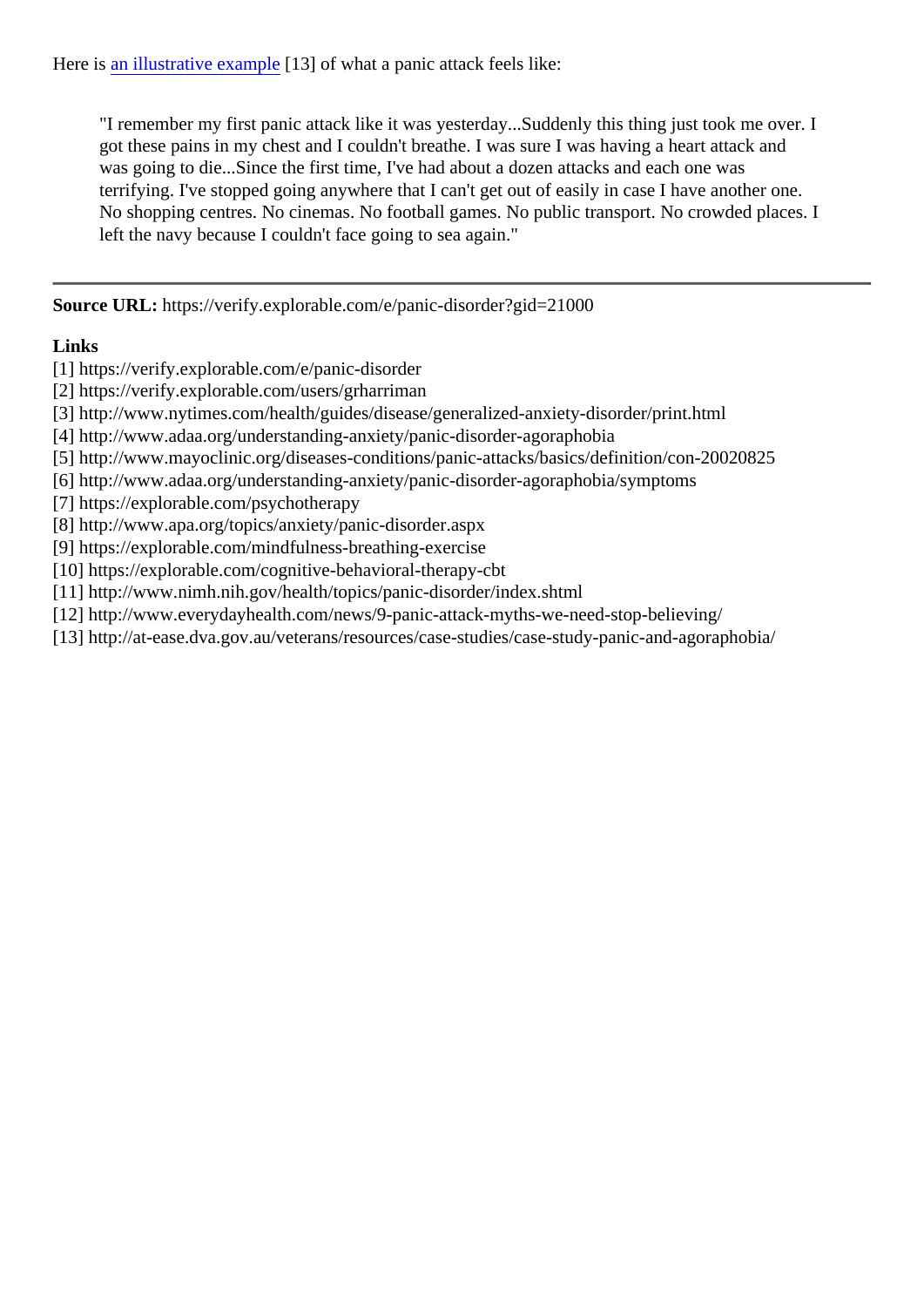Here is an illustrative example [13] of what a panic attack feels like:

> "I remember my first panic attack like it was yesterday...Suddenly this thing just took me over. I got these pains in my chest and I couldn't breathe. I was sure I was having a heart attack and was going to die...Since the first time, I've had about a dozen attacks and each one was terrifying. I've stopped going anywhere that I can't get out of easily in case I have another one. No shopping centres. No cinemas. No football games. No public transport. No crowded places. I left the navy because I couldn't face going to sea again."

---

**Source URL:** https://verify.explorable.com/e/panic-disorder?gid=21000

**Links**

[1] https://verify.explorable.com/e/panic-disorder
[2] https://verify.explorable.com/users/grharriman
[3] http://www.nytimes.com/health/guides/disease/generalized-anxiety-disorder/print.html
[4] http://www.adaa.org/understanding-anxiety/panic-disorder-agoraphobia
[5] http://www.mayoclinic.org/diseases-conditions/panic-attacks/basics/definition/con-20020825
[6] http://www.adaa.org/understanding-anxiety/panic-disorder-agoraphobia/symptoms
[7] https://explorable.com/psychotherapy
[8] http://www.apa.org/topics/anxiety/panic-disorder.aspx
[9] https://explorable.com/mindfulness-breathing-exercise
[10] https://explorable.com/cognitive-behavioral-therapy-cbt
[11] http://www.nimh.nih.gov/health/topics/panic-disorder/index.shtml
[12] http://www.everydayhealth.com/news/9-panic-attack-myths-we-need-stop-believing/
[13] http://at-ease.dva.gov.au/veterans/resources/case-studies/case-study-panic-and-agoraphobia/